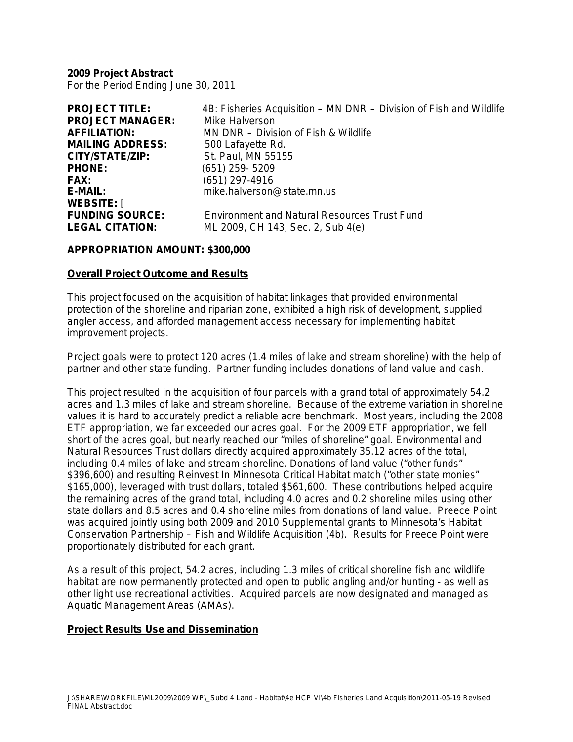**2009 Project Abstract**
For the Period Ending June 30, 2011

**PROJECT TITLE:** 4B: Fisheries Acquisition – MN DNR – Division of Fish and Wildlife
**PROJECT MANAGER:** Mike Halverson
**AFFILIATION:** MN DNR – Division of Fish & Wildlife
**MAILING ADDRESS:** 500 Lafayette Rd.
**CITY/STATE/ZIP:** St. Paul, MN 55155
**PHONE:** (651) 259- 5209
**FAX:** (651) 297-4916
**E-MAIL:** mike.halverson@state.mn.us
**WEBSITE:** [
**FUNDING SOURCE:** Environment and Natural Resources Trust Fund
**LEGAL CITATION:** ML 2009, CH 143, Sec. 2, Sub 4(e)

**APPROPRIATION AMOUNT: $300,000**

**Overall Project Outcome and Results**

This project focused on the acquisition of habitat linkages that provided environmental protection of the shoreline and riparian zone, exhibited a high risk of development, supplied angler access, and afforded management access necessary for implementing habitat improvement projects.

Project goals were to protect 120 acres (1.4 miles of lake and stream shoreline) with the help of partner and other state funding. Partner funding includes donations of land value and cash.

This project resulted in the acquisition of four parcels with a grand total of approximately 54.2 acres and 1.3 miles of lake and stream shoreline. Because of the extreme variation in shoreline values it is hard to accurately predict a reliable acre benchmark. Most years, including the 2008 ETF appropriation, we far exceeded our acres goal. For the 2009 ETF appropriation, we fell short of the acres goal, but nearly reached our "miles of shoreline" goal. Environmental and Natural Resources Trust dollars directly acquired approximately 35.12 acres of the total, including 0.4 miles of lake and stream shoreline. Donations of land value ("other funds" $396,600) and resulting Reinvest In Minnesota Critical Habitat match ("other state monies" $165,000), leveraged with trust dollars, totaled $561,600. These contributions helped acquire the remaining acres of the grand total, including 4.0 acres and 0.2 shoreline miles using other state dollars and 8.5 acres and 0.4 shoreline miles from donations of land value. Preece Point was acquired jointly using both 2009 and 2010 Supplemental grants to Minnesota's Habitat Conservation Partnership – Fish and Wildlife Acquisition (4b). Results for Preece Point were proportionately distributed for each grant.

As a result of this project, 54.2 acres, including 1.3 miles of critical shoreline fish and wildlife habitat are now permanently protected and open to public angling and/or hunting - as well as other light use recreational activities. Acquired parcels are now designated and managed as Aquatic Management Areas (AMAs).

**Project Results Use and Dissemination**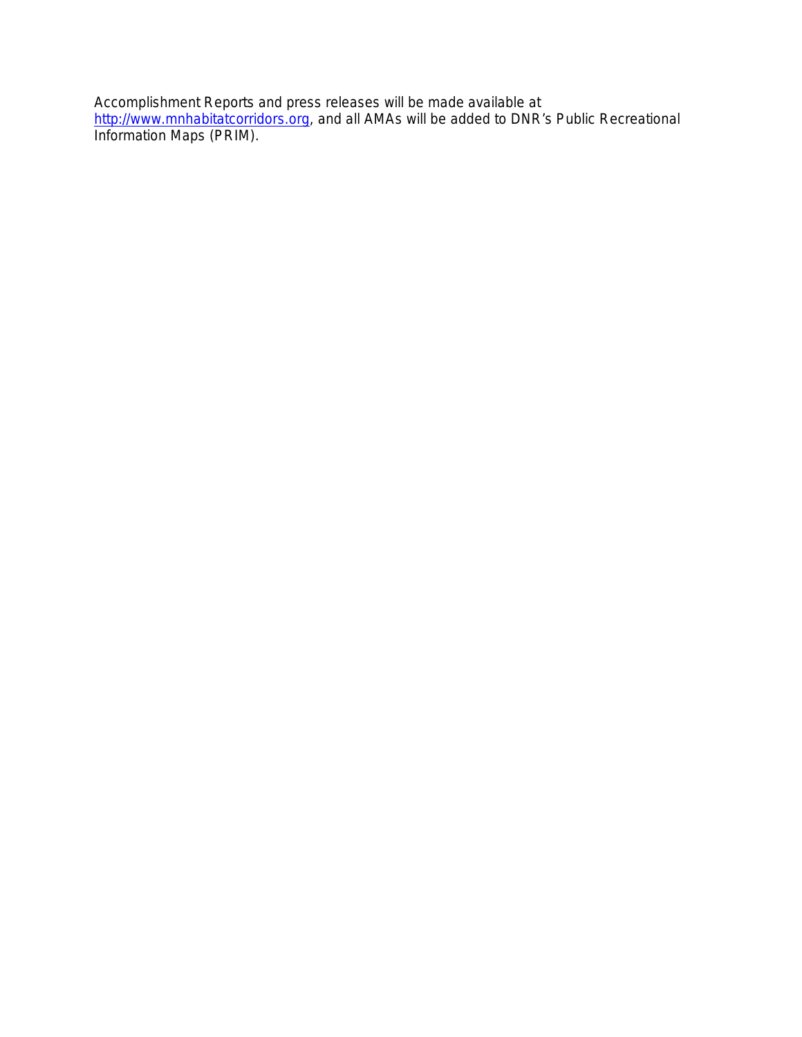Accomplishment Reports and press releases will be made available at [http://www.mnhabitatcorridors.org](http://www.mnhabitatcorridors.org), and all AMAs will be added to DNR's Public Recreational Information Maps (PRIM).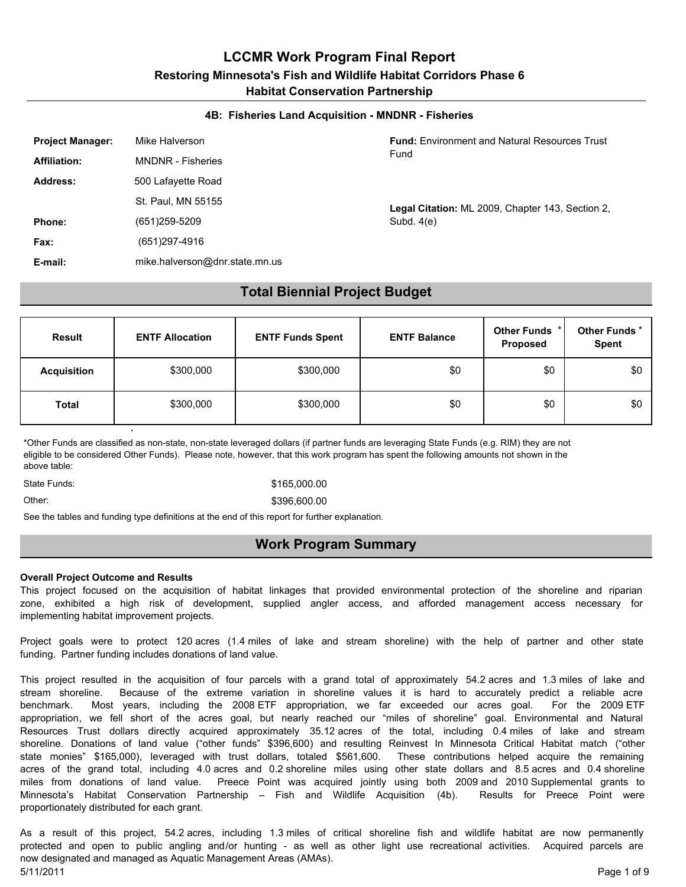# LCCMR Work Program Final Report

## Restoring Minnesota's Fish and Wildlife Habitat Corridors Phase 6

## Habitat Conservation Partnership

### 4B: Fisheries Land Acquisition - MNDNR - Fisheries

**Project Manager:** Mike Halverson

**Affiliation:** MNDNR - Fisheries

**Address:** 500 Lafayette Road
St. Paul, MN 55155

**Phone:** (651)259-5209

**Fax:** (651)297-4916

**E-mail:** mike.halverson@dnr.state.mn.us

**Fund:** Environment and Natural Resources Trust Fund

**Legal Citation:** ML 2009, Chapter 143, Section 2, Subd. 4(e)

## Total Biennial Project Budget

| Result | ENTF Allocation | ENTF Funds Spent | ENTF Balance | Other Funds * Proposed | Other Funds * Spent |
|---|---|---|---|---|---|
| **Acquisition** | $300,000 | $300,000 | $0 | $0 | $0 |
| **Total** | $300,000 | $300,000 | $0 | $0 | $0 |

*Other Funds are classified as non-state, non-state leveraged dollars (if partner funds are leveraging State Funds (e.g. RIM) they are not eligible to be considered Other Funds). Please note, however, that this work program has spent the following amounts not shown in the above table:

State Funds: $165,000.00

Other: $396,600.00

See the tables and funding type definitions at the end of this report for further explanation.

## Work Program Summary

**Overall Project Outcome and Results**

This project focused on the acquisition of habitat linkages that provided environmental protection of the shoreline and riparian zone, exhibited a high risk of development, supplied angler access, and afforded management access necessary for implementing habitat improvement projects.

Project goals were to protect 120 acres (1.4 miles of lake and stream shoreline) with the help of partner and other state funding. Partner funding includes donations of land value.

This project resulted in the acquisition of four parcels with a grand total of approximately 54.2 acres and 1.3 miles of lake and stream shoreline. Because of the extreme variation in shoreline values it is hard to accurately predict a reliable acre benchmark. Most years, including the 2008 ETF appropriation, we far exceeded our acres goal. For the 2009 ETF appropriation, we fell short of the acres goal, but nearly reached our "miles of shoreline" goal. Environmental and Natural Resources Trust dollars directly acquired approximately 35.12 acres of the total, including 0.4 miles of lake and stream shoreline. Donations of land value ("other funds" $396,600) and resulting Reinvest In Minnesota Critical Habitat match ("other state monies" $165,000), leveraged with trust dollars, totaled $561,600. These contributions helped acquire the remaining acres of the grand total, including 4.0 acres and 0.2 shoreline miles using other state dollars and 8.5 acres and 0.4 shoreline miles from donations of land value. Preece Point was acquired jointly using both 2009 and 2010 Supplemental grants to Minnesota's Habitat Conservation Partnership – Fish and Wildlife Acquisition (4b). Results for Preece Point were proportionately distributed for each grant.

As a result of this project, 54.2 acres, including 1.3 miles of critical shoreline fish and wildlife habitat are now permanently protected and open to public angling and/or hunting - as well as other light use recreational activities. Acquired parcels are now designated and managed as Aquatic Management Areas (AMAs).

5/11/2011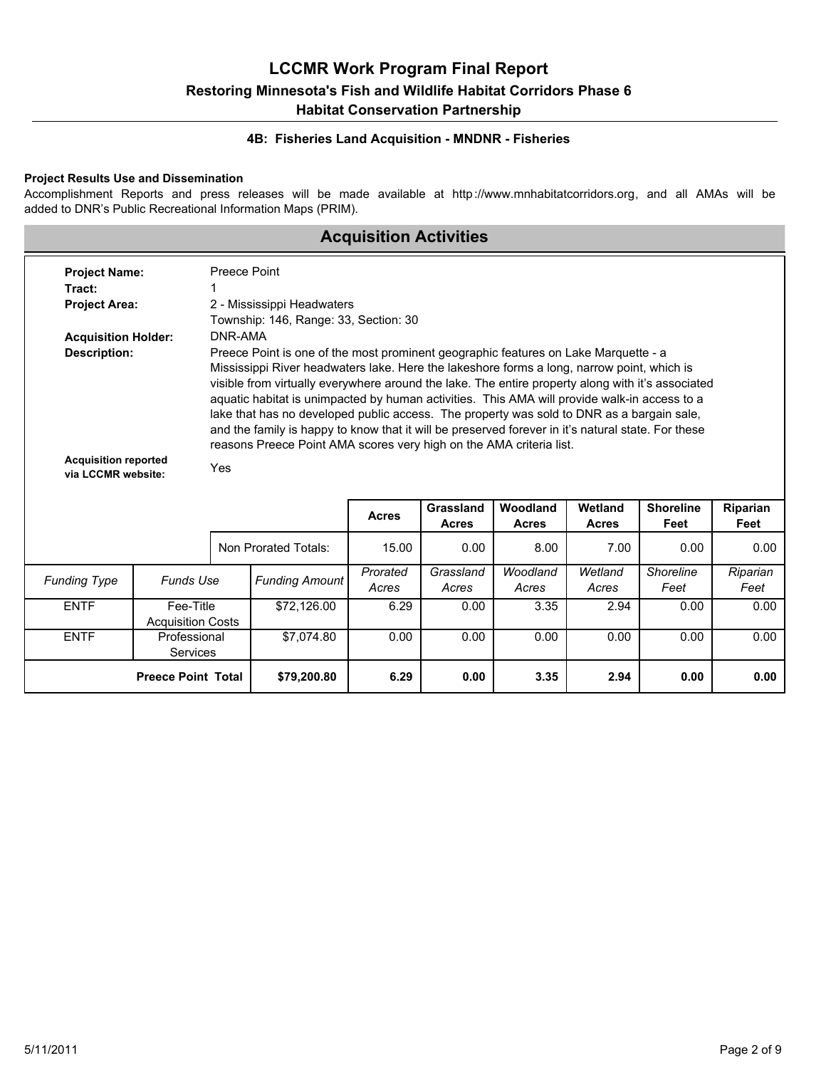# LCCMR Work Program Final Report

## Restoring Minnesota's Fish and Wildlife Habitat Corridors Phase 6

## Habitat Conservation Partnership

### 4B: Fisheries Land Acquisition - MNDNR - Fisheries

**Project Results Use and Dissemination**

Accomplishment Reports and press releases will be made available at http://www.mnhabitatcorridors.org, and all AMAs will be added to DNR's Public Recreational Information Maps (PRIM).

## Acquisition Activities

**Project Name:** Preece Point

**Tract:** 1

**Project Area:** 2 - Mississippi Headwaters
Township: 146, Range: 33, Section: 30

**Acquisition Holder:** DNR-AMA

**Description:** Preece Point is one of the most prominent geographic features on Lake Marquette - a Mississippi River headwaters lake. Here the lakeshore forms a long, narrow point, which is visible from virtually everywhere around the lake. The entire property along with it's associated aquatic habitat is unimpacted by human activities. This AMA will provide walk-in access to a lake that has no developed public access. The property was sold to DNR as a bargain sale, and the family is happy to know that it will be preserved forever in it's natural state. For these reasons Preece Point AMA scores very high on the AMA criteria list.

**Acquisition reported via LCCMR website:** Yes

| | | | Acres | Grassland Acres | Woodland Acres | Wetland Acres | Shoreline Feet | Riparian Feet |
|---|---|---|---|---|---|---|---|---|
| | | Non Prorated Totals: | 15.00 | 0.00 | 8.00 | 7.00 | 0.00 | 0.00 |
| *Funding Type* | *Funds Use* | *Funding Amount* | *Prorated Acres* | *Grassland Acres* | *Woodland Acres* | *Wetland Acres* | *Shoreline Feet* | *Riparian Feet* |
| ENTF | Fee-Title Acquisition Costs | $72,126.00 | 6.29 | 0.00 | 3.35 | 2.94 | 0.00 | 0.00 |
| ENTF | Professional Services | $7,074.80 | 0.00 | 0.00 | 0.00 | 0.00 | 0.00 | 0.00 |
| | **Preece Point Total** | **$79,200.80** | **6.29** | **0.00** | **3.35** | **2.94** | **0.00** | **0.00** |

5/11/2011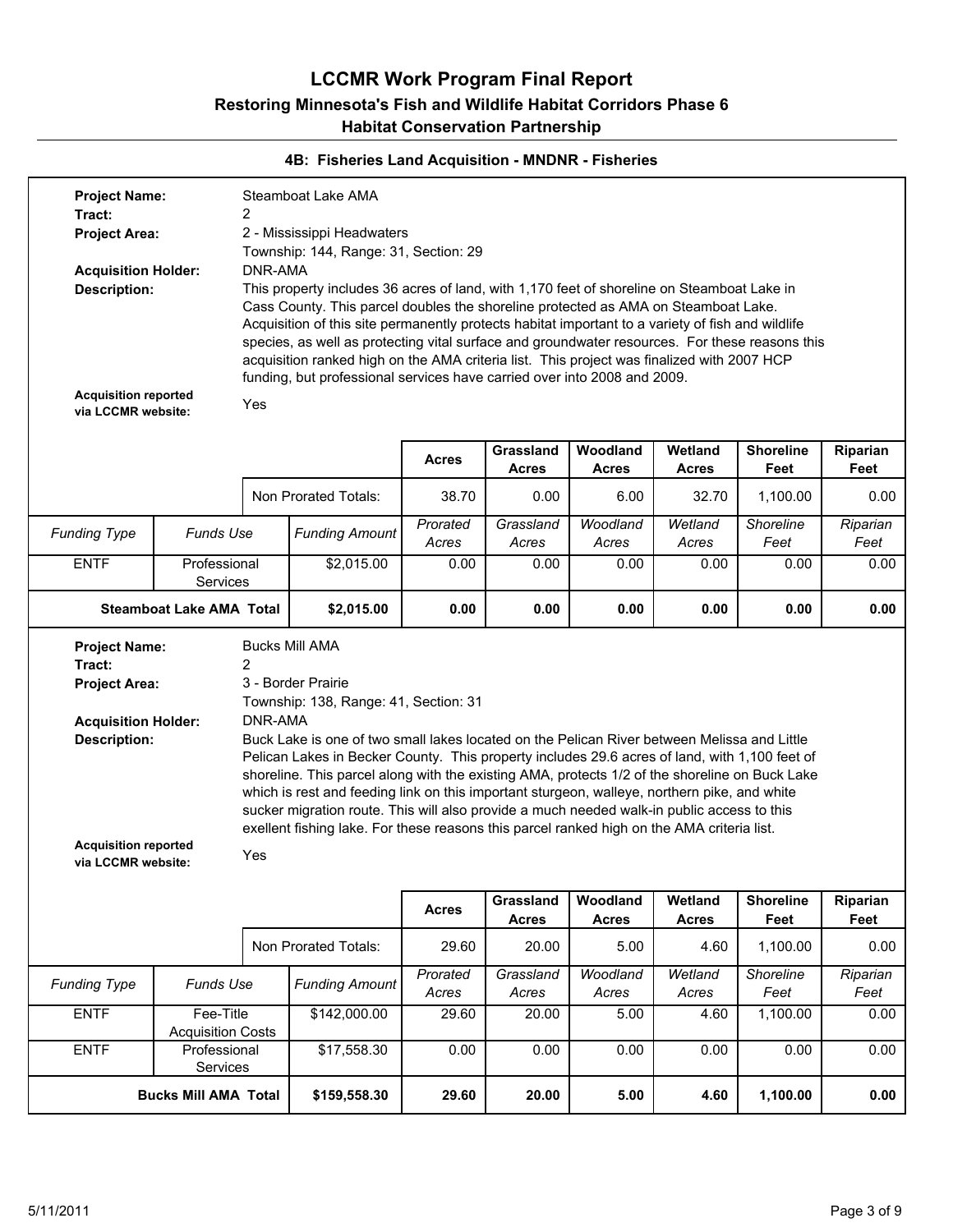# LCCMR Work Program Final Report

## Restoring Minnesota's Fish and Wildlife Habitat Corridors Phase 6

## Habitat Conservation Partnership

### 4B: Fisheries Land Acquisition - MNDNR - Fisheries

**Project Name:** Steamboat Lake AMA
**Tract:** 2
**Project Area:** 2 - Mississippi Headwaters
Township: 144, Range: 31, Section: 29
**Acquisition Holder:** DNR-AMA
**Description:** This property includes 36 acres of land, with 1,170 feet of shoreline on Steamboat Lake in Cass County. This parcel doubles the shoreline protected as AMA on Steamboat Lake. Acquisition of this site permanently protects habitat important to a variety of fish and wildlife species, as well as protecting vital surface and groundwater resources. For these reasons this acquisition ranked high on the AMA criteria list. This project was finalized with 2007 HCP funding, but professional services have carried over into 2008 and 2009.
**Acquisition reported via LCCMR website:** Yes

| | | | Acres | Grassland Acres | Woodland Acres | Wetland Acres | Shoreline Feet | Riparian Feet |
|---|---|---|---|---|---|---|---|---|
| | | Non Prorated Totals: | 38.70 | 0.00 | 6.00 | 32.70 | 1,100.00 | 0.00 |
| *Funding Type* | *Funds Use* | *Funding Amount* | *Prorated Acres* | *Grassland Acres* | *Woodland Acres* | *Wetland Acres* | *Shoreline Feet* | *Riparian Feet* |
| ENTF | Professional Services | $2,015.00 | 0.00 | 0.00 | 0.00 | 0.00 | 0.00 | 0.00 |
| **Steamboat Lake AMA Total** | | **$2,015.00** | **0.00** | **0.00** | **0.00** | **0.00** | **0.00** | **0.00** |

**Project Name:** Bucks Mill AMA
**Tract:** 2
**Project Area:** 3 - Border Prairie
Township: 138, Range: 41, Section: 31
**Acquisition Holder:** DNR-AMA
**Description:** Buck Lake is one of two small lakes located on the Pelican River between Melissa and Little Pelican Lakes in Becker County. This property includes 29.6 acres of land, with 1,100 feet of shoreline. This parcel along with the existing AMA, protects 1/2 of the shoreline on Buck Lake which is rest and feeding link on this important sturgeon, walleye, northern pike, and white sucker migration route. This will also provide a much needed walk-in public access to this exellent fishing lake. For these reasons this parcel ranked high on the AMA criteria list.
**Acquisition reported via LCCMR website:** Yes

| | | | Acres | Grassland Acres | Woodland Acres | Wetland Acres | Shoreline Feet | Riparian Feet |
|---|---|---|---|---|---|---|---|---|
| | | Non Prorated Totals: | 29.60 | 20.00 | 5.00 | 4.60 | 1,100.00 | 0.00 |
| *Funding Type* | *Funds Use* | *Funding Amount* | *Prorated Acres* | *Grassland Acres* | *Woodland Acres* | *Wetland Acres* | *Shoreline Feet* | *Riparian Feet* |
| ENTF | Fee-Title Acquisition Costs | $142,000.00 | 29.60 | 20.00 | 5.00 | 4.60 | 1,100.00 | 0.00 |
| ENTF | Professional Services | $17,558.30 | 0.00 | 0.00 | 0.00 | 0.00 | 0.00 | 0.00 |
| **Bucks Mill AMA Total** | | **$159,558.30** | **29.60** | **20.00** | **5.00** | **4.60** | **1,100.00** | **0.00** |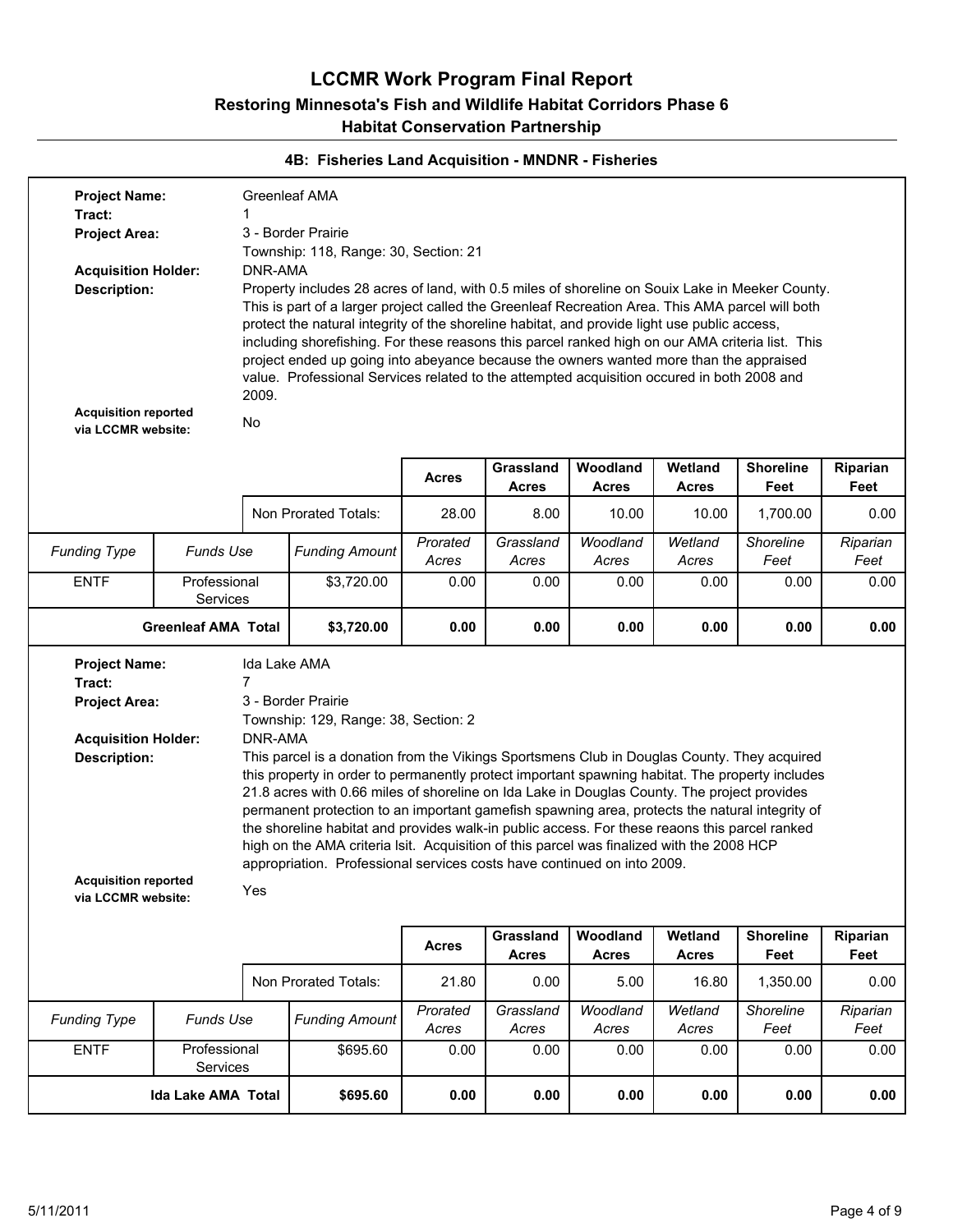# LCCMR Work Program Final Report

## Restoring Minnesota's Fish and Wildlife Habitat Corridors Phase 6

## Habitat Conservation Partnership

### 4B: Fisheries Land Acquisition - MNDNR - Fisheries

**Project Name:** Greenleaf AMA

**Tract:** 1

**Project Area:** 3 - Border Prairie
Township: 118, Range: 30, Section: 21

**Acquisition Holder:** DNR-AMA

**Description:** Property includes 28 acres of land, with 0.5 miles of shoreline on Souix Lake in Meeker County. This is part of a larger project called the Greenleaf Recreation Area. This AMA parcel will both protect the natural integrity of the shoreline habitat, and provide light use public access, including shorefishing. For these reasons this parcel ranked high on our AMA criteria list. This project ended up going into abeyance because the owners wanted more than the appraised value. Professional Services related to the attempted acquisition occured in both 2008 and 2009.

**Acquisition reported via LCCMR website:** No

| | | | Acres | Grassland Acres | Woodland Acres | Wetland Acres | Shoreline Feet | Riparian Feet |
|---|---|---|---|---|---|---|---|---|
| | | Non Prorated Totals: | 28.00 | 8.00 | 10.00 | 10.00 | 1,700.00 | 0.00 |
| *Funding Type* | *Funds Use* | *Funding Amount* | *Prorated Acres* | *Grassland Acres* | *Woodland Acres* | *Wetland Acres* | *Shoreline Feet* | *Riparian Feet* |
| ENTF | Professional Services | $3,720.00 | 0.00 | 0.00 | 0.00 | 0.00 | 0.00 | 0.00 |
| **Greenleaf AMA Total** | | **$3,720.00** | **0.00** | **0.00** | **0.00** | **0.00** | **0.00** | **0.00** |

**Project Name:** Ida Lake AMA

**Tract:** 7

**Project Area:** 3 - Border Prairie
Township: 129, Range: 38, Section: 2

**Acquisition Holder:** DNR-AMA

**Description:** This parcel is a donation from the Vikings Sportsmens Club in Douglas County. They acquired this property in order to permanently protect important spawning habitat. The property includes 21.8 acres with 0.66 miles of shoreline on Ida Lake in Douglas County. The project provides permanent protection to an important gamefish spawning area, protects the natural integrity of the shoreline habitat and provides walk-in public access. For these reaons this parcel ranked high on the AMA criteria lsit. Acquisition of this parcel was finalized with the 2008 HCP appropriation. Professional services costs have continued on into 2009.

**Acquisition reported via LCCMR website:** Yes

| | | | Acres | Grassland Acres | Woodland Acres | Wetland Acres | Shoreline Feet | Riparian Feet |
|---|---|---|---|---|---|---|---|---|
| | | Non Prorated Totals: | 21.80 | 0.00 | 5.00 | 16.80 | 1,350.00 | 0.00 |
| *Funding Type* | *Funds Use* | *Funding Amount* | *Prorated Acres* | *Grassland Acres* | *Woodland Acres* | *Wetland Acres* | *Shoreline Feet* | *Riparian Feet* |
| ENTF | Professional Services | $695.60 | 0.00 | 0.00 | 0.00 | 0.00 | 0.00 | 0.00 |
| **Ida Lake AMA Total** | | **$695.60** | **0.00** | **0.00** | **0.00** | **0.00** | **0.00** | **0.00** |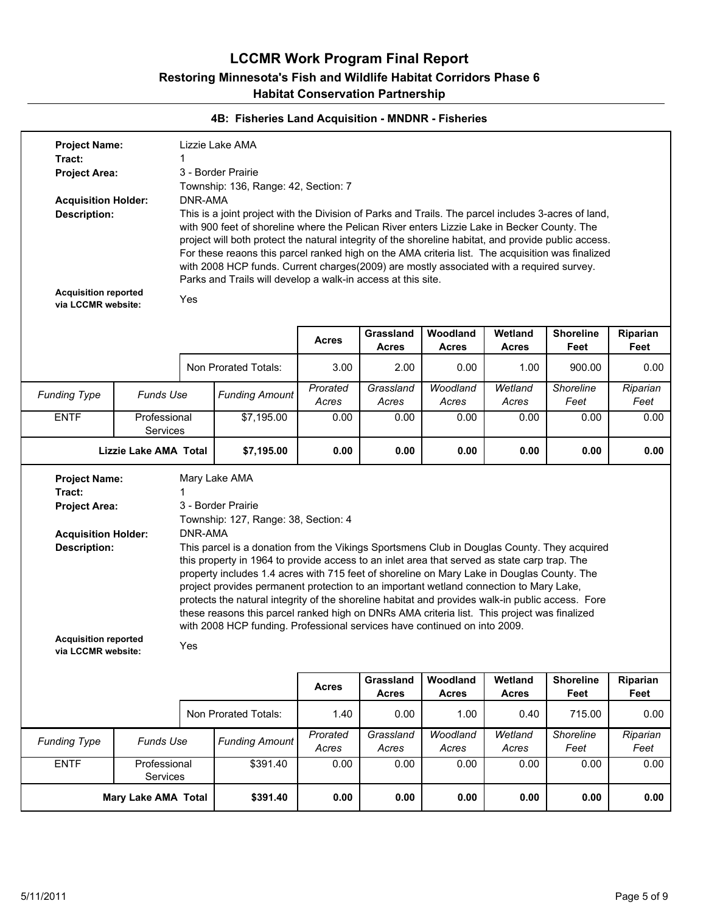# LCCMR Work Program Final Report

## Restoring Minnesota's Fish and Wildlife Habitat Corridors Phase 6

## Habitat Conservation Partnership

### 4B: Fisheries Land Acquisition - MNDNR - Fisheries

**Project Name:** Lizzie Lake AMA

**Tract:** 1

**Project Area:** 3 - Border Prairie

Township: 136, Range: 42, Section: 7

**Acquisition Holder:** DNR-AMA

**Description:** This is a joint project with the Division of Parks and Trails. The parcel includes 3-acres of land, with 900 feet of shoreline where the Pelican River enters Lizzie Lake in Becker County. The project will both protect the natural integrity of the shoreline habitat, and provide public access. For these reaons this parcel ranked high on the AMA criteria list. The acquisition was finalized with 2008 HCP funds. Current charges(2009) are mostly associated with a required survey. Parks and Trails will develop a walk-in access at this site.

**Acquisition reported via LCCMR website:** Yes

| | | | Acres | Grassland Acres | Woodland Acres | Wetland Acres | Shoreline Feet | Riparian Feet |
|---|---|---|---|---|---|---|---|---|
| | | Non Prorated Totals: | 3.00 | 2.00 | 0.00 | 1.00 | 900.00 | 0.00 |
| *Funding Type* | *Funds Use* | *Funding Amount* | *Prorated Acres* | *Grassland Acres* | *Woodland Acres* | *Wetland Acres* | *Shoreline Feet* | *Riparian Feet* |
| ENTF | Professional Services | $7,195.00 | 0.00 | 0.00 | 0.00 | 0.00 | 0.00 | 0.00 |
| | **Lizzie Lake AMA Total** | **$7,195.00** | **0.00** | **0.00** | **0.00** | **0.00** | **0.00** | **0.00** |

**Project Name:** Mary Lake AMA

**Tract:** 1

**Project Area:** 3 - Border Prairie

Township: 127, Range: 38, Section: 4

**Acquisition Holder:** DNR-AMA

**Description:** This parcel is a donation from the Vikings Sportsmens Club in Douglas County. They acquired this property in 1964 to provide access to an inlet area that served as state carp trap. The property includes 1.4 acres with 715 feet of shoreline on Mary Lake in Douglas County. The project provides permanent protection to an important wetland connection to Mary Lake, protects the natural integrity of the shoreline habitat and provides walk-in public access. Fore these reasons this parcel ranked high on DNRs AMA criteria list. This project was finalized with 2008 HCP funding. Professional services have continued on into 2009.

**Acquisition reported via LCCMR website:** Yes

| | | | Acres | Grassland Acres | Woodland Acres | Wetland Acres | Shoreline Feet | Riparian Feet |
|---|---|---|---|---|---|---|---|---|
| | | Non Prorated Totals: | 1.40 | 0.00 | 1.00 | 0.40 | 715.00 | 0.00 |
| *Funding Type* | *Funds Use* | *Funding Amount* | *Prorated Acres* | *Grassland Acres* | *Woodland Acres* | *Wetland Acres* | *Shoreline Feet* | *Riparian Feet* |
| ENTF | Professional Services | $391.40 | 0.00 | 0.00 | 0.00 | 0.00 | 0.00 | 0.00 |
| | **Mary Lake AMA Total** | **$391.40** | **0.00** | **0.00** | **0.00** | **0.00** | **0.00** | **0.00** |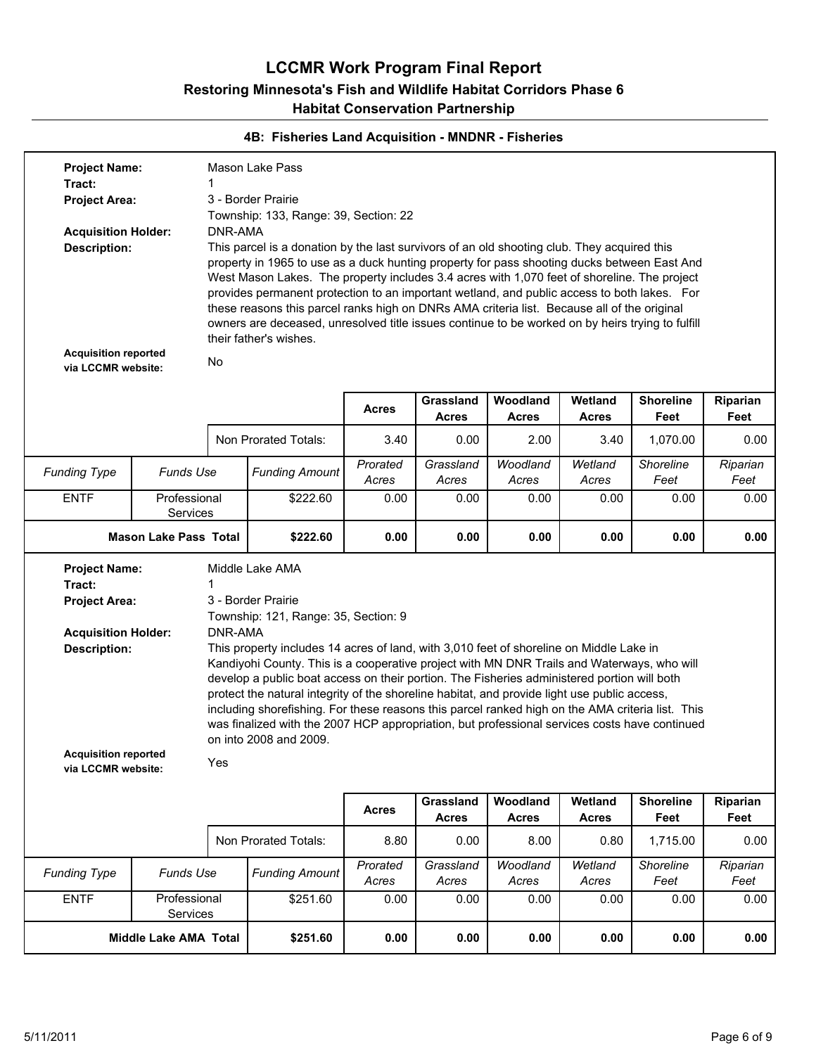# LCCMR Work Program Final Report

## Restoring Minnesota's Fish and Wildlife Habitat Corridors Phase 6

## Habitat Conservation Partnership

### 4B: Fisheries Land Acquisition - MNDNR - Fisheries

**Project Name:** Mason Lake Pass

**Tract:** 1

**Project Area:** 3 - Border Prairie
Township: 133, Range: 39, Section: 22

**Acquisition Holder:** DNR-AMA

**Description:** This parcel is a donation by the last survivors of an old shooting club. They acquired this property in 1965 to use as a duck hunting property for pass shooting ducks between East And West Mason Lakes. The property includes 3.4 acres with 1,070 feet of shoreline. The project provides permanent protection to an important wetland, and public access to both lakes. For these reasons this parcel ranks high on DNRs AMA criteria list. Because all of the original owners are deceased, unresolved title issues continue to be worked on by heirs trying to fulfill their father's wishes.

**Acquisition reported via LCCMR website:** No

| | | | Acres | Grassland Acres | Woodland Acres | Wetland Acres | Shoreline Feet | Riparian Feet |
|---|---|---|---|---|---|---|---|---|
| | | Non Prorated Totals: | 3.40 | 0.00 | 2.00 | 3.40 | 1,070.00 | 0.00 |
| *Funding Type* | *Funds Use* | *Funding Amount* | *Prorated Acres* | *Grassland Acres* | *Woodland Acres* | *Wetland Acres* | *Shoreline Feet* | *Riparian Feet* |
| ENTF | Professional Services | $222.60 | 0.00 | 0.00 | 0.00 | 0.00 | 0.00 | 0.00 |
| **Mason Lake Pass Total** | | **$222.60** | **0.00** | **0.00** | **0.00** | **0.00** | **0.00** | **0.00** |

**Project Name:** Middle Lake AMA

**Tract:** 1

**Project Area:** 3 - Border Prairie
Township: 121, Range: 35, Section: 9

**Acquisition Holder:** DNR-AMA

**Description:** This property includes 14 acres of land, with 3,010 feet of shoreline on Middle Lake in Kandiyohi County. This is a cooperative project with MN DNR Trails and Waterways, who will develop a public boat access on their portion. The Fisheries administered portion will both protect the natural integrity of the shoreline habitat, and provide light use public access, including shorefishing. For these reasons this parcel ranked high on the AMA criteria list. This was finalized with the 2007 HCP appropriation, but professional services costs have continued on into 2008 and 2009.

**Acquisition reported via LCCMR website:** Yes

| | | | Acres | Grassland Acres | Woodland Acres | Wetland Acres | Shoreline Feet | Riparian Feet |
|---|---|---|---|---|---|---|---|---|
| | | Non Prorated Totals: | 8.80 | 0.00 | 8.00 | 0.80 | 1,715.00 | 0.00 |
| *Funding Type* | *Funds Use* | *Funding Amount* | *Prorated Acres* | *Grassland Acres* | *Woodland Acres* | *Wetland Acres* | *Shoreline Feet* | *Riparian Feet* |
| ENTF | Professional Services | $251.60 | 0.00 | 0.00 | 0.00 | 0.00 | 0.00 | 0.00 |
| **Middle Lake AMA Total** | | **$251.60** | **0.00** | **0.00** | **0.00** | **0.00** | **0.00** | **0.00** |

5/11/2011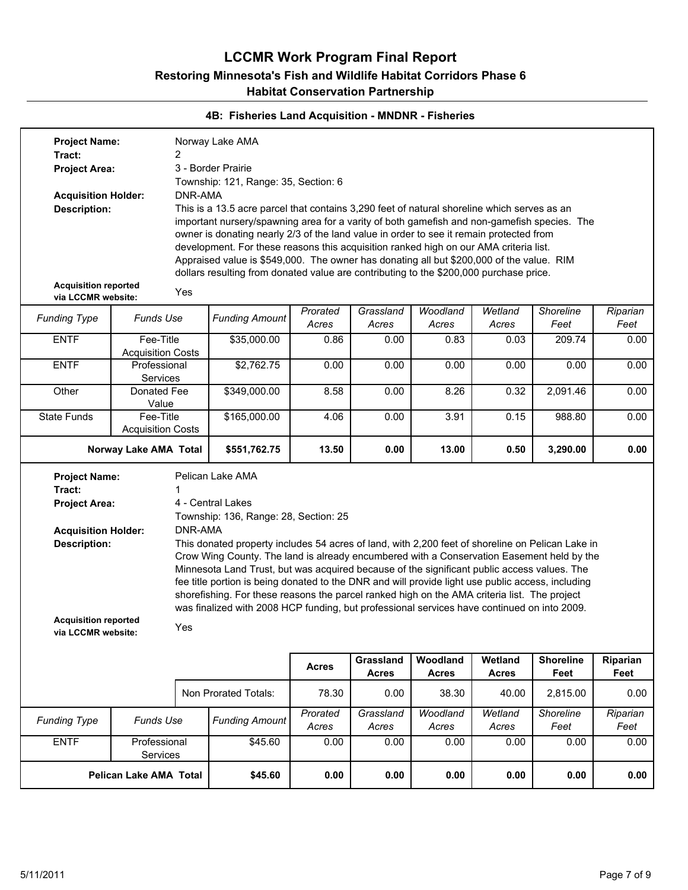# LCCMR Work Program Final Report

## Restoring Minnesota's Fish and Wildlife Habitat Corridors Phase 6

## Habitat Conservation Partnership

### 4B: Fisheries Land Acquisition - MNDNR - Fisheries

**Project Name:** Norway Lake AMA
**Tract:** 2
**Project Area:** 3 - Border Prairie
Township: 121, Range: 35, Section: 6
**Acquisition Holder:** DNR-AMA
**Description:** This is a 13.5 acre parcel that contains 3,290 feet of natural shoreline which serves as an important nursery/spawning area for a varity of both gamefish and non-gamefish species. The owner is donating nearly 2/3 of the land value in order to see it remain protected from development. For these reasons this acquisition ranked high on our AMA criteria list. Appraised value is $549,000. The owner has donating all but $200,000 of the value. RIM dollars resulting from donated value are contributing to the $200,000 purchase price.
**Acquisition reported via LCCMR website:** Yes

| *Funding Type* | *Funds Use* | *Funding Amount* | *Prorated Acres* | *Grassland Acres* | *Woodland Acres* | *Wetland Acres* | *Shoreline Feet* | *Riparian Feet* |
|---|---|---|---|---|---|---|---|---|
| ENTF | Fee-Title Acquisition Costs | $35,000.00 | 0.86 | 0.00 | 0.83 | 0.03 | 209.74 | 0.00 |
| ENTF | Professional Services | $2,762.75 | 0.00 | 0.00 | 0.00 | 0.00 | 0.00 | 0.00 |
| Other | Donated Fee Value | $349,000.00 | 8.58 | 0.00 | 8.26 | 0.32 | 2,091.46 | 0.00 |
| State Funds | Fee-Title Acquisition Costs | $165,000.00 | 4.06 | 0.00 | 3.91 | 0.15 | 988.80 | 0.00 |
| **Norway Lake AMA Total** | | **$551,762.75** | **13.50** | **0.00** | **13.00** | **0.50** | **3,290.00** | **0.00** |

**Project Name:** Pelican Lake AMA
**Tract:** 1
**Project Area:** 4 - Central Lakes
Township: 136, Range: 28, Section: 25
**Acquisition Holder:** DNR-AMA
**Description:** This donated property includes 54 acres of land, with 2,200 feet of shoreline on Pelican Lake in Crow Wing County. The land is already encumbered with a Conservation Easement held by the Minnesota Land Trust, but was acquired because of the significant public access values. The fee title portion is being donated to the DNR and will provide light use public access, including shorefishing. For these reasons the parcel ranked high on the AMA criteria list. The project was finalized with 2008 HCP funding, but professional services have continued on into 2009.
**Acquisition reported via LCCMR website:** Yes

| | | | **Acres** | **Grassland Acres** | **Woodland Acres** | **Wetland Acres** | **Shoreline Feet** | **Riparian Feet** |
|---|---|---|---|---|---|---|---|---|
| | | Non Prorated Totals: | 78.30 | 0.00 | 38.30 | 40.00 | 2,815.00 | 0.00 |

| *Funding Type* | *Funds Use* | *Funding Amount* | *Prorated Acres* | *Grassland Acres* | *Woodland Acres* | *Wetland Acres* | *Shoreline Feet* | *Riparian Feet* |
|---|---|---|---|---|---|---|---|---|
| ENTF | Professional Services | $45.60 | 0.00 | 0.00 | 0.00 | 0.00 | 0.00 | 0.00 |
| **Pelican Lake AMA Total** | | **$45.60** | **0.00** | **0.00** | **0.00** | **0.00** | **0.00** | **0.00** |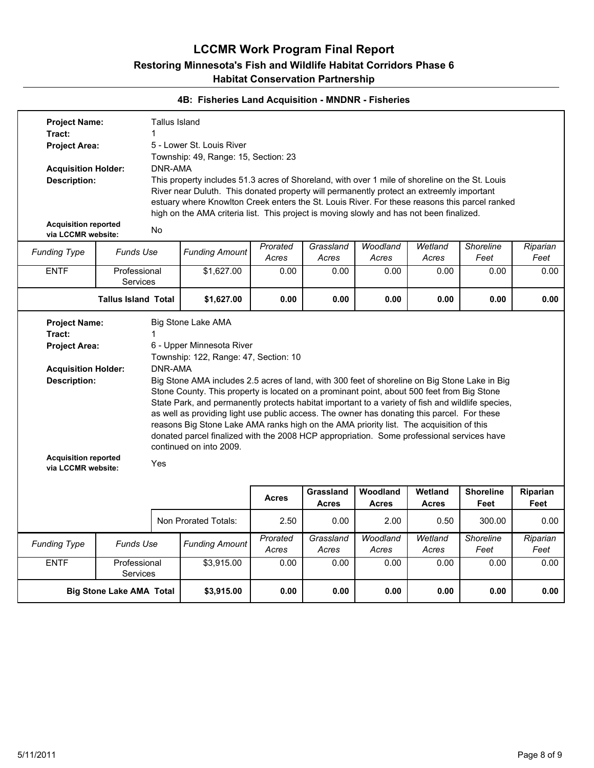# LCCMR Work Program Final Report

## Restoring Minnesota's Fish and Wildlife Habitat Corridors Phase 6

## Habitat Conservation Partnership

### 4B: Fisheries Land Acquisition - MNDNR - Fisheries

**Project Name:** Tallus Island
**Tract:** 1
**Project Area:** 5 - Lower St. Louis River
Township: 49, Range: 15, Section: 23
**Acquisition Holder:** DNR-AMA
**Description:** This property includes 51.3 acres of Shoreland, with over 1 mile of shoreline on the St. Louis River near Duluth. This donated property will permanently protect an extreemly important estuary where Knowlton Creek enters the St. Louis River. For these reasons this parcel ranked high on the AMA criteria list. This project is moving slowly and has not been finalized.
**Acquisition reported via LCCMR website:** No

| *Funding Type* | *Funds Use* | *Funding Amount* | *Prorated Acres* | *Grassland Acres* | *Woodland Acres* | *Wetland Acres* | *Shoreline Feet* | *Riparian Feet* |
|---|---|---|---|---|---|---|---|---|
| ENTF | Professional Services | $1,627.00 | 0.00 | 0.00 | 0.00 | 0.00 | 0.00 | 0.00 |
| **Tallus Island Total** | | **$1,627.00** | **0.00** | **0.00** | **0.00** | **0.00** | **0.00** | **0.00** |

**Project Name:** Big Stone Lake AMA
**Tract:** 1
**Project Area:** 6 - Upper Minnesota River
Township: 122, Range: 47, Section: 10
**Acquisition Holder:** DNR-AMA
**Description:** Big Stone AMA includes 2.5 acres of land, with 300 feet of shoreline on Big Stone Lake in Big Stone County. This property is located on a prominant point, about 500 feet from Big Stone State Park, and permanently protects habitat important to a variety of fish and wildlife species, as well as providing light use public access. The owner has donating this parcel. For these reasons Big Stone Lake AMA ranks high on the AMA priority list. The acquisition of this donated parcel finalized with the 2008 HCP appropriation. Some professional services have continued on into 2009.
**Acquisition reported via LCCMR website:** Yes

| | **Acres** | **Grassland Acres** | **Woodland Acres** | **Wetland Acres** | **Shoreline Feet** | **Riparian Feet** |
|---|---|---|---|---|---|---|
| Non Prorated Totals: | 2.50 | 0.00 | 2.00 | 0.50 | 300.00 | 0.00 |

| *Funding Type* | *Funds Use* | *Funding Amount* | *Prorated Acres* | *Grassland Acres* | *Woodland Acres* | *Wetland Acres* | *Shoreline Feet* | *Riparian Feet* |
|---|---|---|---|---|---|---|---|---|
| ENTF | Professional Services | $3,915.00 | 0.00 | 0.00 | 0.00 | 0.00 | 0.00 | 0.00 |
| **Big Stone Lake AMA Total** | | **$3,915.00** | **0.00** | **0.00** | **0.00** | **0.00** | **0.00** | **0.00** |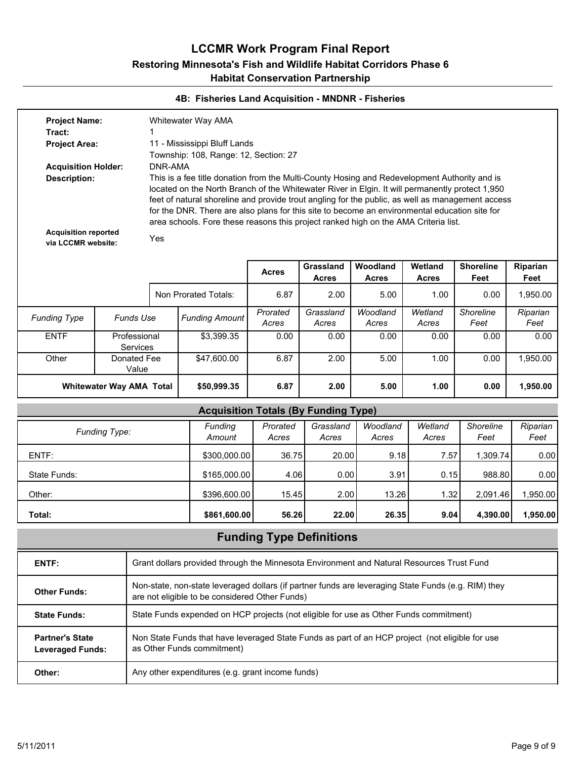# LCCMR Work Program Final Report

## Restoring Minnesota's Fish and Wildlife Habitat Corridors Phase 6

## Habitat Conservation Partnership

### 4B: Fisheries Land Acquisition - MNDNR - Fisheries

**Project Name:** Whitewater Way AMA

**Tract:** 1

**Project Area:** 11 - Mississippi Bluff Lands
Township: 108, Range: 12, Section: 27

**Acquisition Holder:** DNR-AMA

**Description:** This is a fee title donation from the Multi-County Hosing and Redevelopment Authority and is located on the North Branch of the Whitewater River in Elgin. It will permanently protect 1,950 feet of natural shoreline and provide trout angling for the public, as well as management access for the DNR. There are also plans for this site to become an environmental education site for area schools. Fore these reasons this project ranked high on the AMA Criteria list.

**Acquisition reported via LCCMR website:** Yes

| | | | **Acres** | **Grassland Acres** | **Woodland Acres** | **Wetland Acres** | **Shoreline Feet** | **Riparian Feet** |
|---|---|---|---|---|---|---|---|---|
| | | Non Prorated Totals: | 6.87 | 2.00 | 5.00 | 1.00 | 0.00 | 1,950.00 |
| *Funding Type* | *Funds Use* | *Funding Amount* | *Prorated Acres* | *Grassland Acres* | *Woodland Acres* | *Wetland Acres* | *Shoreline Feet* | *Riparian Feet* |
| ENTF | Professional Services | $3,399.35 | 0.00 | 0.00 | 0.00 | 0.00 | 0.00 | 0.00 |
| Other | Donated Fee Value | $47,600.00 | 6.87 | 2.00 | 5.00 | 1.00 | 0.00 | 1,950.00 |
| **Whitewater Way AMA Total** | | **$50,999.35** | **6.87** | **2.00** | **5.00** | **1.00** | **0.00** | **1,950.00** |

### Acquisition Totals (By Funding Type)

| *Funding Type:* | *Funding Amount* | *Prorated Acres* | *Grassland Acres* | *Woodland Acres* | *Wetland Acres* | *Shoreline Feet* | *Riparian Feet* |
|---|---|---|---|---|---|---|---|
| ENTF: | $300,000.00 | 36.75 | 20.00 | 9.18 | 7.57 | 1,309.74 | 0.00 |
| State Funds: | $165,000.00 | 4.06 | 0.00 | 3.91 | 0.15 | 988.80 | 0.00 |
| Other: | $396,600.00 | 15.45 | 2.00 | 13.26 | 1.32 | 2,091.46 | 1,950.00 |
| **Total:** | **$861,600.00** | **56.26** | **22.00** | **26.35** | **9.04** | **4,390.00** | **1,950.00** |

## Funding Type Definitions

| | |
|---|---|
| **ENTF:** | Grant dollars provided through the Minnesota Environment and Natural Resources Trust Fund |
| **Other Funds:** | Non-state, non-state leveraged dollars (if partner funds are leveraging State Funds (e.g. RIM) they are not eligible to be considered Other Funds) |
| **State Funds:** | State Funds expended on HCP projects (not eligible for use as Other Funds commitment) |
| **Partner's State Leveraged Funds:** | Non State Funds that have leveraged State Funds as part of an HCP project (not eligible for use as Other Funds commitment) |
| **Other:** | Any other expenditures (e.g. grant income funds) |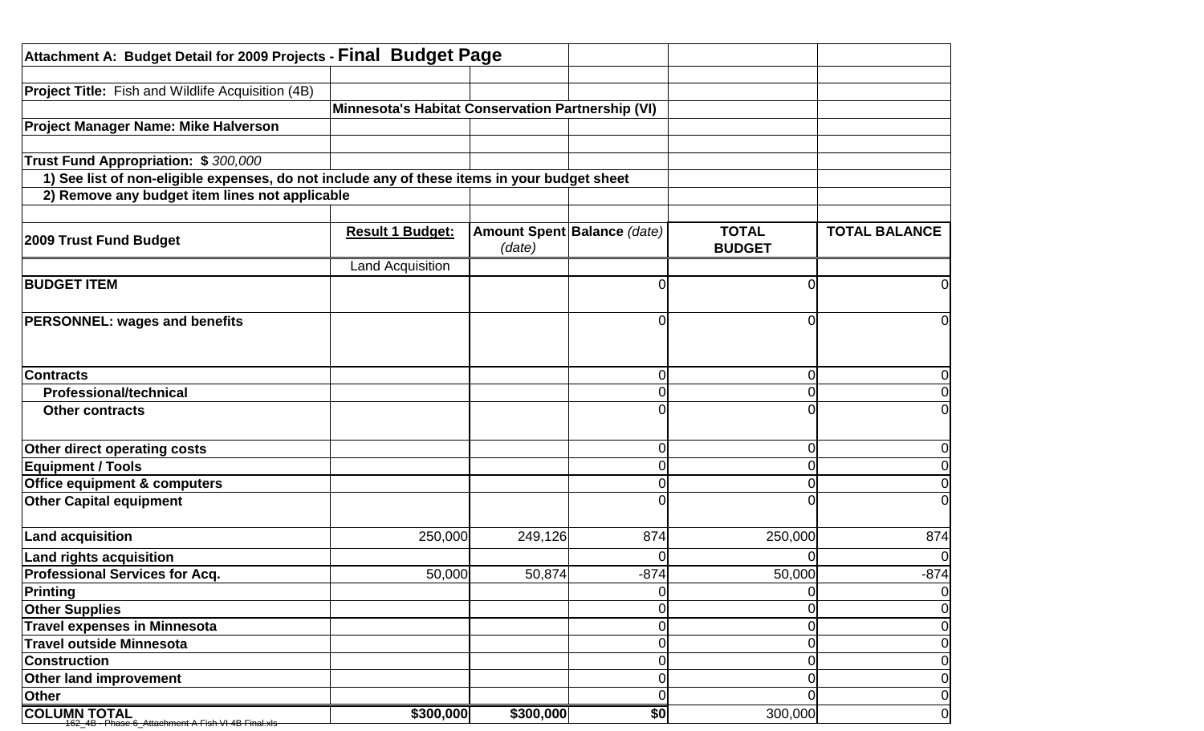**Attachment A: Budget Detail for 2009 Projects - Final Budget Page**

**Project Title:** Fish and Wildlife Acquisition (4B)

**Minnesota's Habitat Conservation Partnership (VI)**

**Project Manager Name: Mike Halverson**

**Trust Fund Appropriation: $** *300,000*

1) See list of non-eligible expenses, do not include any of these items in your budget sheet
2) Remove any budget item lines not applicable

| 2009 Trust Fund Budget | Result 1 Budget: | Amount Spent *(date)* | Balance *(date)* | TOTAL BUDGET | TOTAL BALANCE |
|---|---|---|---|---|---|
| | Land Acquisition | | | | |
| **BUDGET ITEM** | | | 0 | 0 | 0 |
| **PERSONNEL: wages and benefits** | | | 0 | 0 | 0 |
| **Contracts** | | | 0 | 0 | 0 |
| **Professional/technical** | | | 0 | 0 | 0 |
| **Other contracts** | | | 0 | 0 | 0 |
| **Other direct operating costs** | | | 0 | 0 | 0 |
| **Equipment / Tools** | | | 0 | 0 | 0 |
| **Office equipment & computers** | | | 0 | 0 | 0 |
| **Other Capital equipment** | | | 0 | 0 | 0 |
| **Land acquisition** | 250,000 | 249,126 | 874 | 250,000 | 874 |
| **Land rights acquisition** | | | 0 | 0 | 0 |
| **Professional Services for Acq.** | 50,000 | 50,874 | -874 | 50,000 | -874 |
| **Printing** | | | 0 | 0 | 0 |
| **Other Supplies** | | | 0 | 0 | 0 |
| **Travel expenses in Minnesota** | | | 0 | 0 | 0 |
| **Travel outside Minnesota** | | | 0 | 0 | 0 |
| **Construction** | | | 0 | 0 | 0 |
| **Other land improvement** | | | 0 | 0 | 0 |
| **Other** | | | 0 | 0 | 0 |
| **COLUMN TOTAL** | **$300,000** | **$300,000** | **$0** | 300,000 | 0 |

162_4B - Phase 6_Attachment A Fish VI 4B Final.xls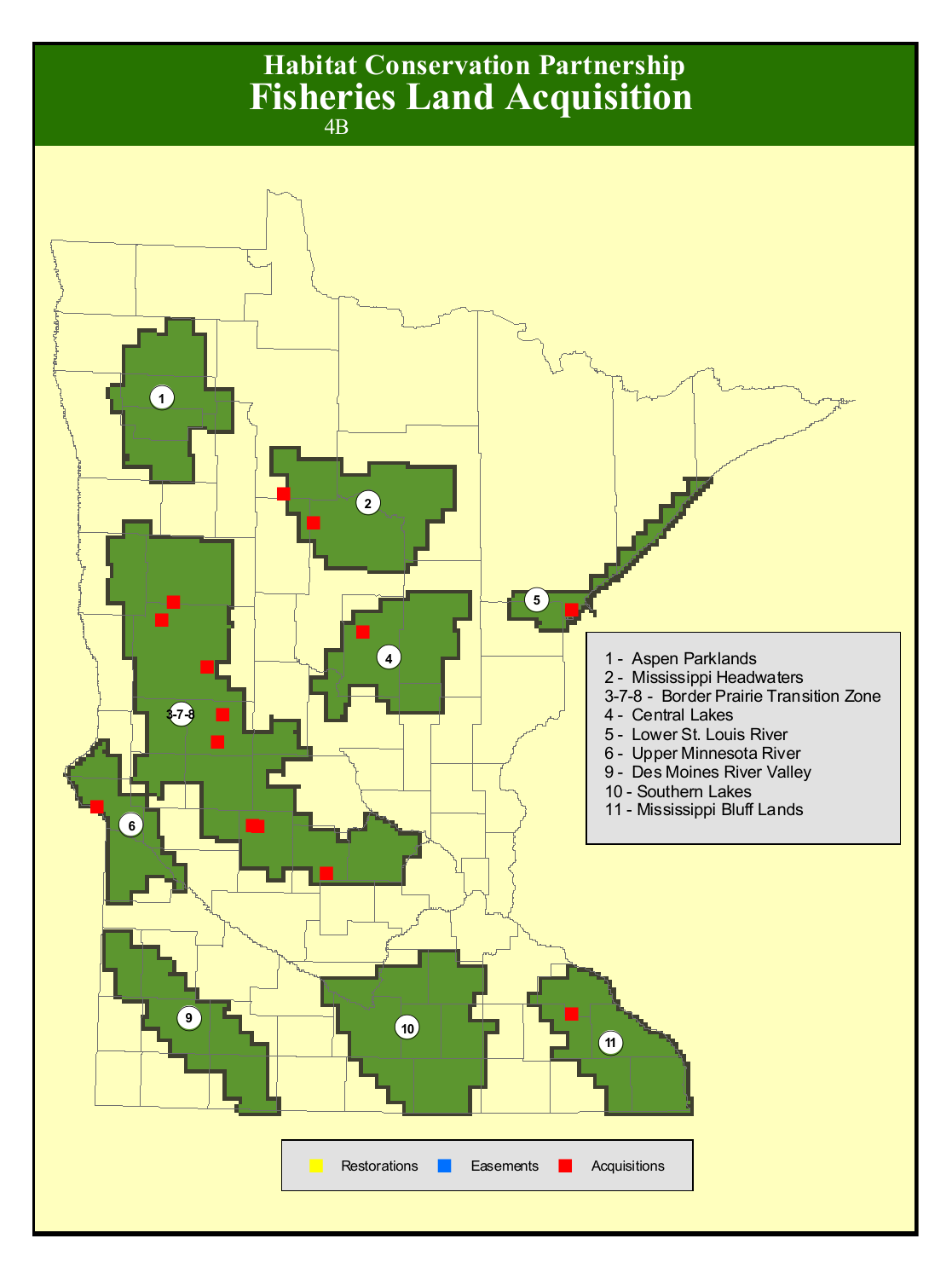# Habitat Conservation Partnership

## Fisheries Land Acquisition

4B

1 - Aspen Parklands
2 - Mississippi Headwaters
3-7-8 - Border Prairie Transition Zone
4 - Central Lakes
5 - Lower St. Louis River
6 - Upper Minnesota River
9 - Des Moines River Valley
10 - Southern Lakes
11 - Mississippi Bluff Lands

Restorations | Easements | Acquisitions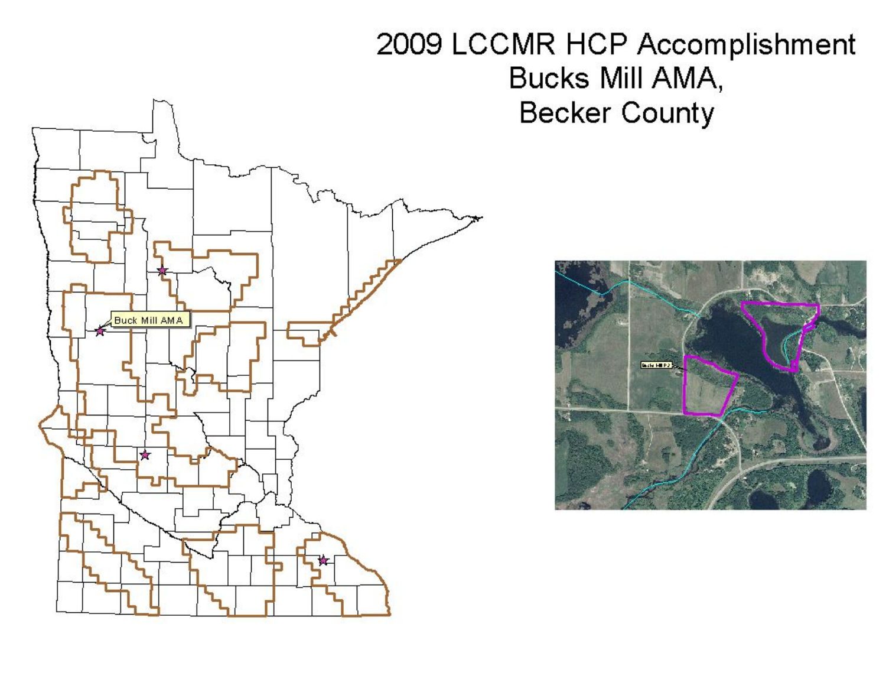# 2009 LCCMR HCP Accomplishment
## Bucks Mill AMA,
## Becker County

Buck Mill AMA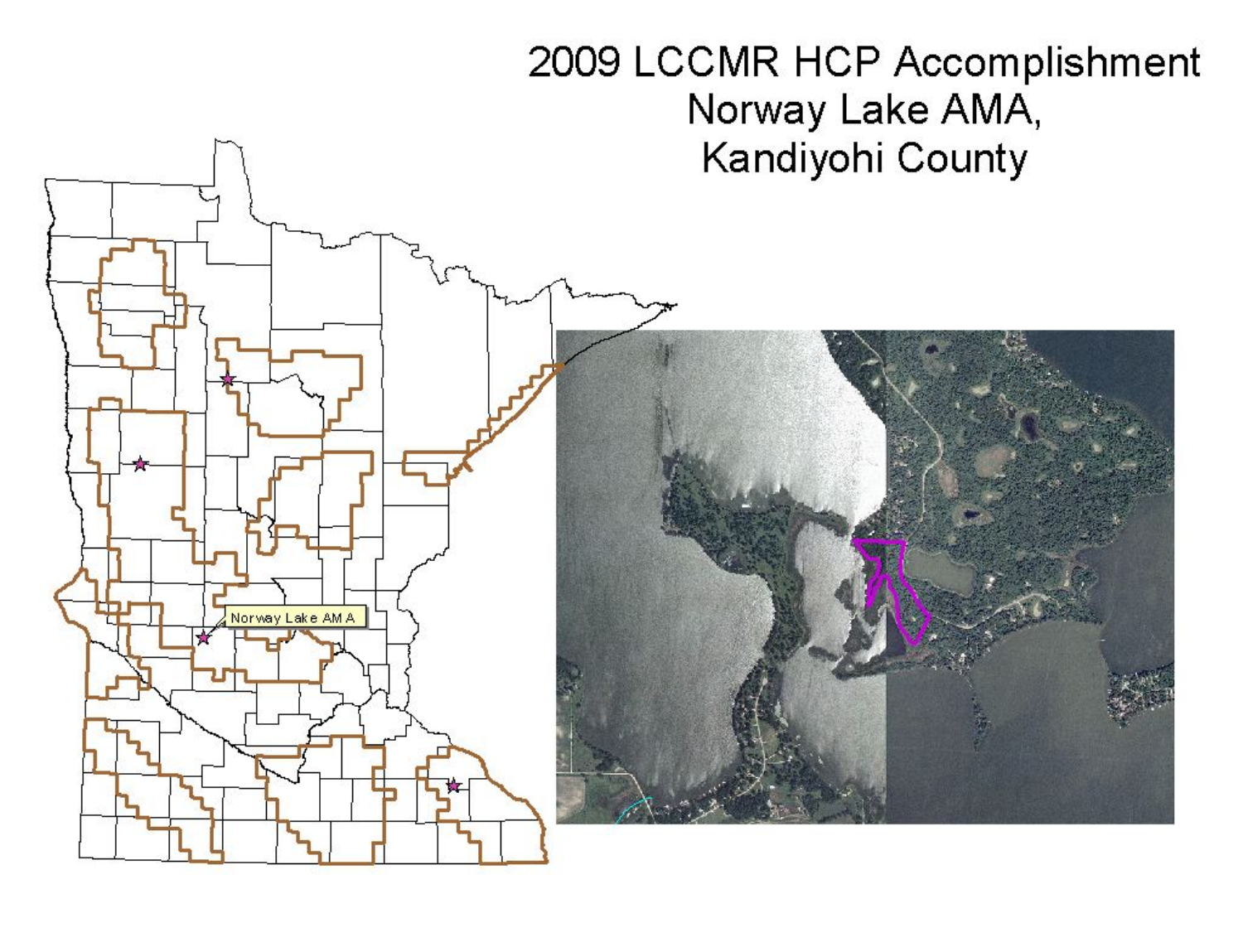# 2009 LCCMR HCP Accomplishment
# Norway Lake AMA,
# Kandiyohi County

Norway Lake AMA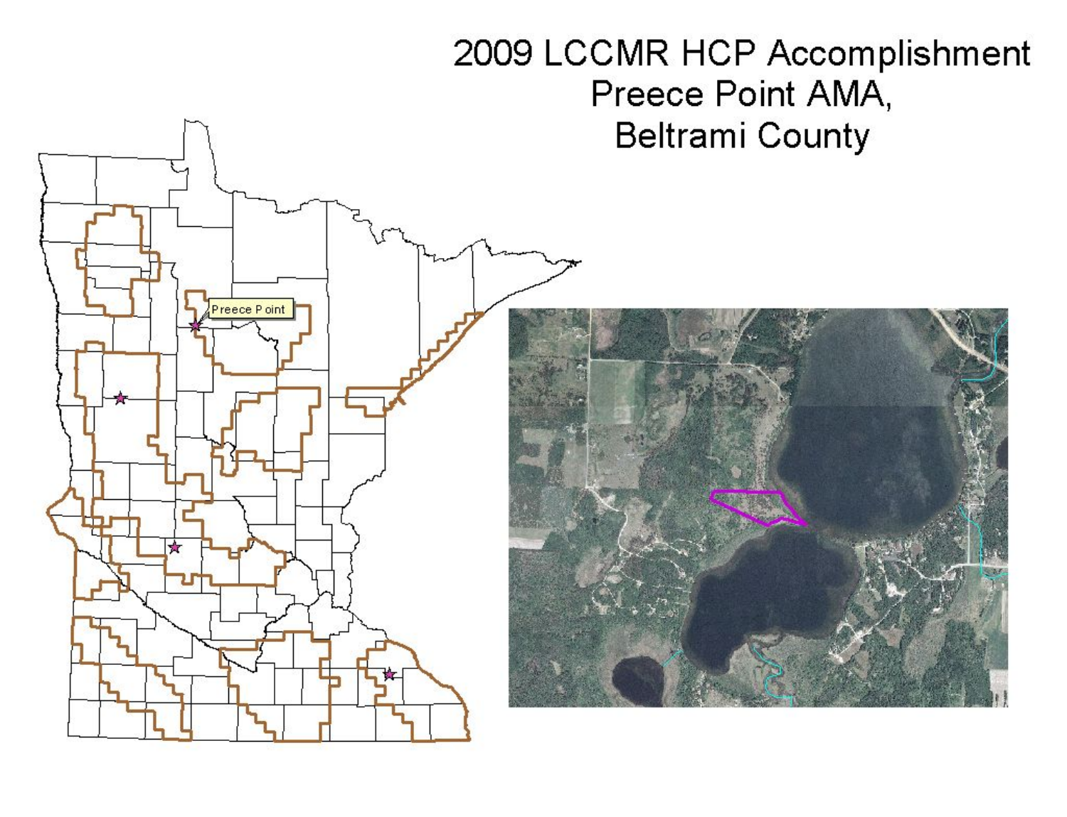# 2009 LCCMR HCP Accomplishment
# Preece Point AMA,
# Beltrami County

Preece Point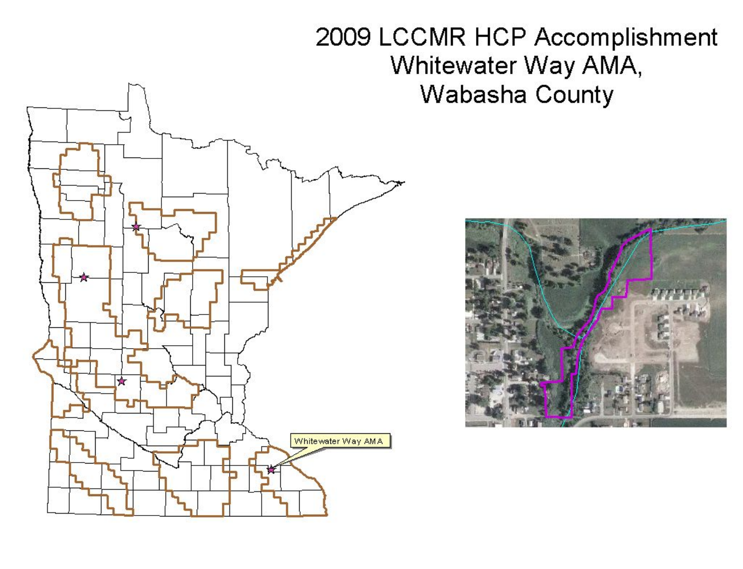# 2009 LCCMR HCP Accomplishment Whitewater Way AMA, Wabasha County

Whitewater Way AMA